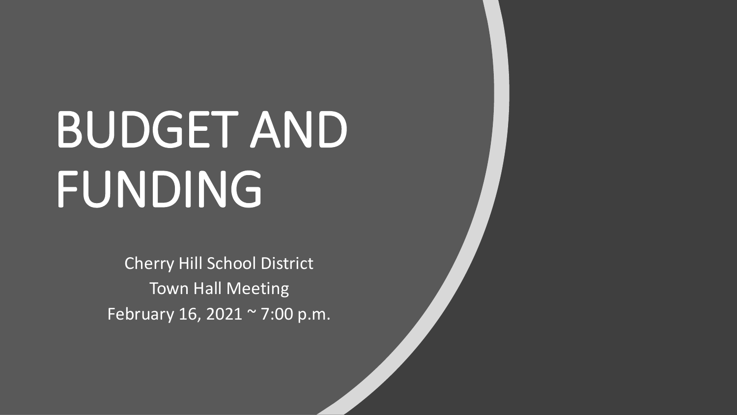# BUDGET AND FUNDING

Cherry Hill School District
Town Hall Meeting
February 16, 2021 ~ 7:00 p.m.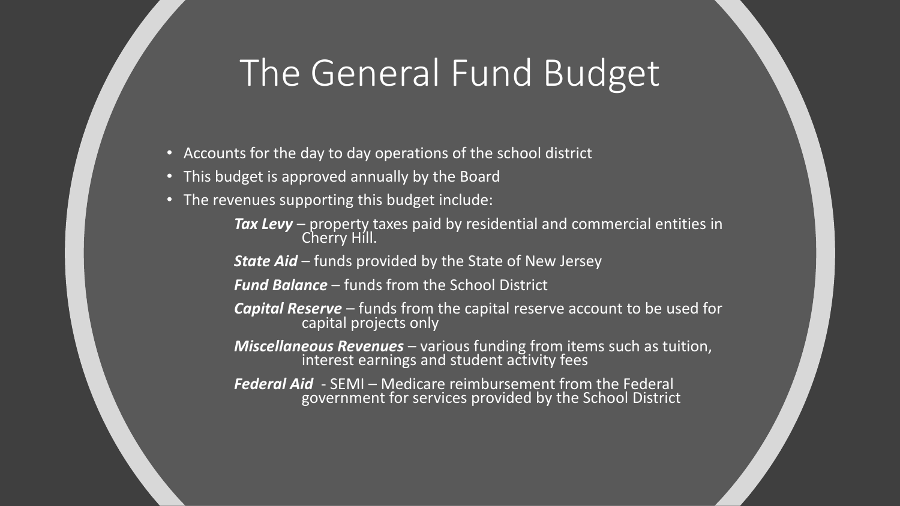# The General Fund Budget

- Accounts for the day to day operations of the school district
- This budget is approved annually by the Board
- The revenues supporting this budget include:

  ***Tax Levy*** – property taxes paid by residential and commercial entities in Cherry Hill.

  ***State Aid*** – funds provided by the State of New Jersey

  ***Fund Balance*** – funds from the School District

  ***Capital Reserve*** – funds from the capital reserve account to be used for capital projects only

  ***Miscellaneous Revenues*** – various funding from items such as tuition, interest earnings and student activity fees

  ***Federal Aid*** - SEMI – Medicare reimbursement from the Federal government for services provided by the School District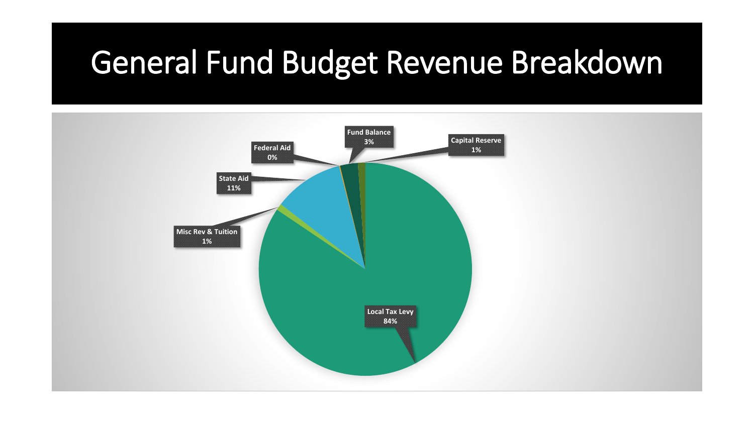# General Fund Budget Revenue Breakdown

| Revenue Source | Percentage |
| --- | --- |
| Local Tax Levy | 84% |
| State Aid | 11% |
| Fund Balance | 3% |
| Misc Rev & Tuition | 1% |
| Capital Reserve | 1% |
| Federal Aid | 0% |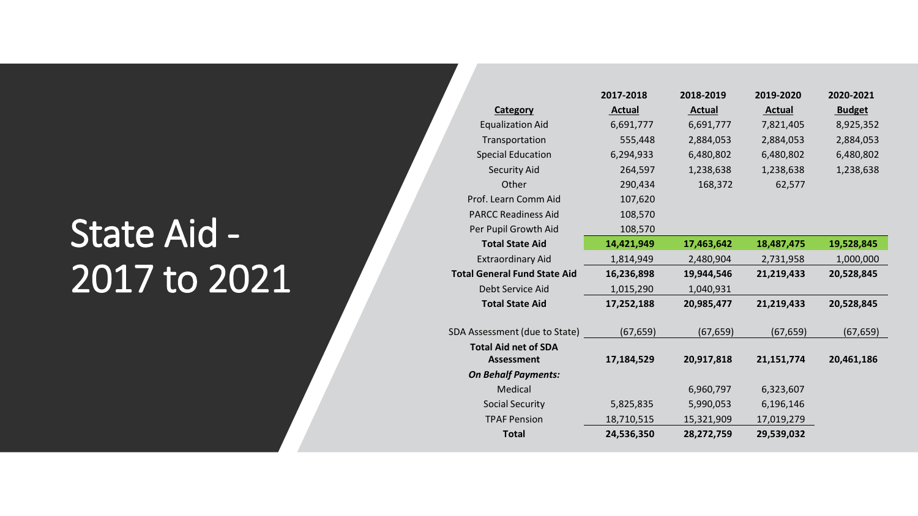# State Aid - 2017 to 2021

| Category | 2017-2018 Actual | 2018-2019 Actual | 2019-2020 Actual | 2020-2021 Budget |
| --- | --- | --- | --- | --- |
| Equalization Aid | 6,691,777 | 6,691,777 | 7,821,405 | 8,925,352 |
| Transportation | 555,448 | 2,884,053 | 2,884,053 | 2,884,053 |
| Special Education | 6,294,933 | 6,480,802 | 6,480,802 | 6,480,802 |
| Security Aid | 264,597 | 1,238,638 | 1,238,638 | 1,238,638 |
| Other | 290,434 | 168,372 | 62,577 | |
| Prof. Learn Comm Aid | 107,620 | | | |
| PARCC Readiness Aid | 108,570 | | | |
| Per Pupil Growth Aid | 108,570 | | | |
| **Total State Aid** | **14,421,949** | **17,463,642** | **18,487,475** | **19,528,845** |
| Extraordinary Aid | 1,814,949 | 2,480,904 | 2,731,958 | 1,000,000 |
| **Total General Fund State Aid** | **16,236,898** | **19,944,546** | **21,219,433** | **20,528,845** |
| Debt Service Aid | 1,015,290 | 1,040,931 | | |
| **Total State Aid** | **17,252,188** | **20,985,477** | **21,219,433** | **20,528,845** |
| SDA Assessment (due to State) | (67,659) | (67,659) | (67,659) | (67,659) |
| **Total Aid net of SDA Assessment** | **17,184,529** | **20,917,818** | **21,151,774** | **20,461,186** |
| ***On Behalf Payments:*** | | | | |
| Medical | | 6,960,797 | 6,323,607 | |
| Social Security | 5,825,835 | 5,990,053 | 6,196,146 | |
| TPAF Pension | 18,710,515 | 15,321,909 | 17,019,279 | |
| **Total** | **24,536,350** | **28,272,759** | **29,539,032** | |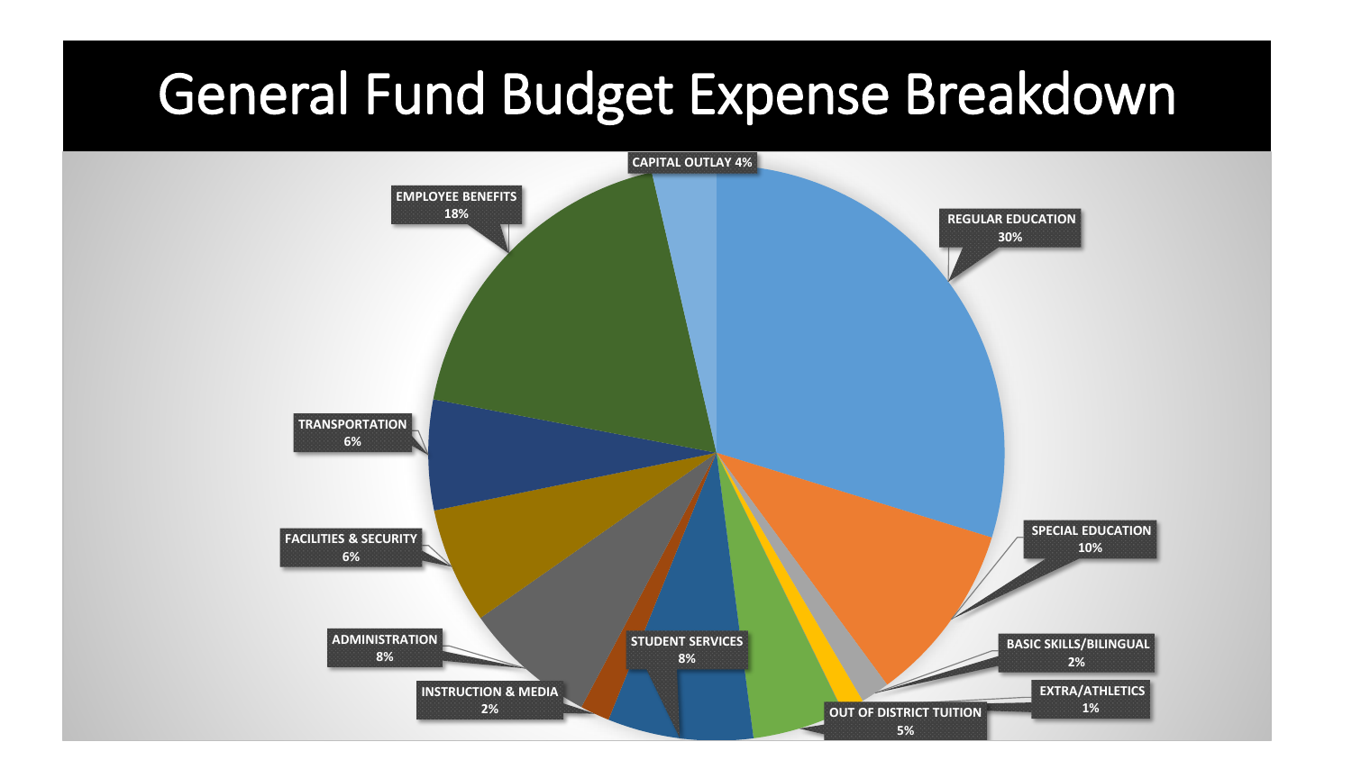# General Fund Budget Expense Breakdown

| Category | Percentage |
| --- | --- |
| REGULAR EDUCATION | 30% |
| SPECIAL EDUCATION | 10% |
| BASIC SKILLS/BILINGUAL | 2% |
| EXTRA/ATHLETICS | 1% |
| OUT OF DISTRICT TUITION | 5% |
| STUDENT SERVICES | 8% |
| INSTRUCTION & MEDIA | 2% |
| ADMINISTRATION | 8% |
| FACILITIES & SECURITY | 6% |
| TRANSPORTATION | 6% |
| EMPLOYEE BENEFITS | 18% |
| CAPITAL OUTLAY | 4% |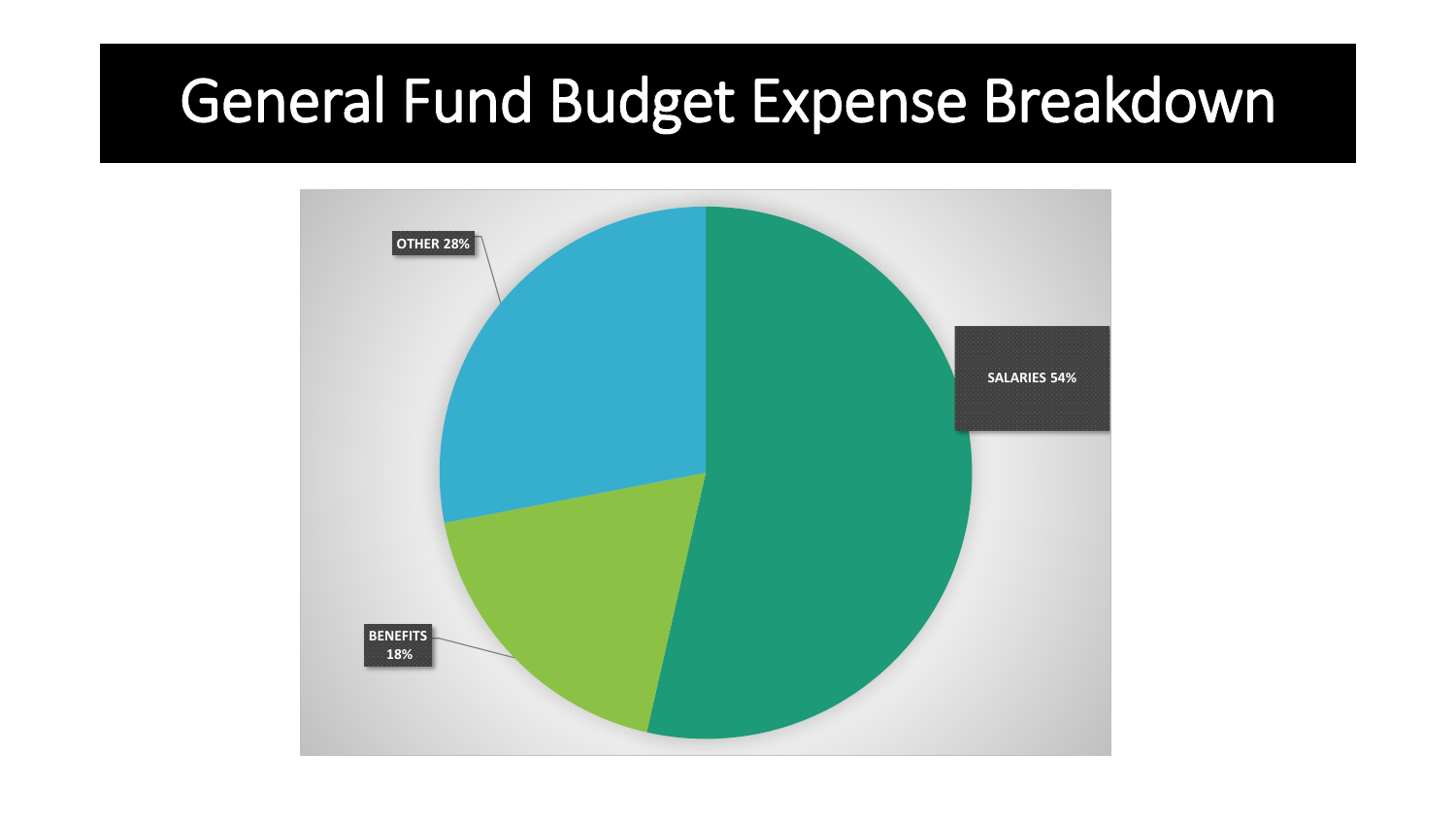# General Fund Budget Expense Breakdown

OTHER 28%

SALARIES 54%

BENEFITS 18%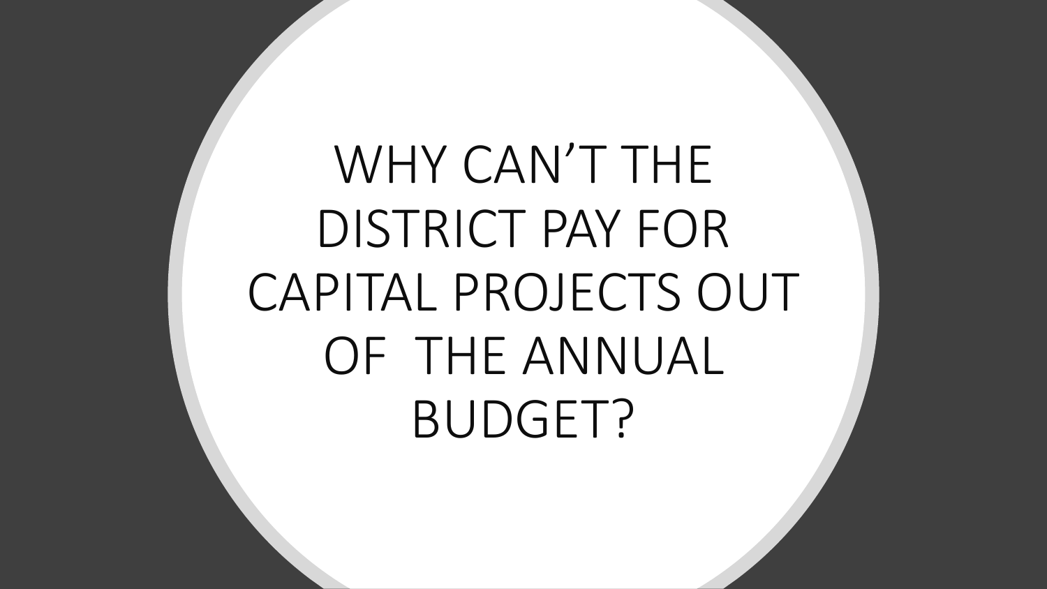# WHY CAN'T THE DISTRICT PAY FOR CAPITAL PROJECTS OUT OF THE ANNUAL BUDGET?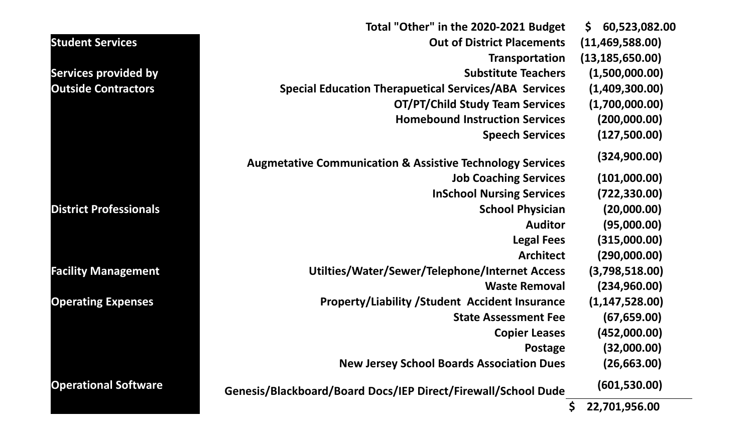| Category | Item | Amount |
| --- | --- | --- |
| | **Total "Other" in the 2020-2021 Budget** | **$ 60,523,082.00** |
| **Student Services** | **Out of District Placements** | **(11,469,588.00)** |
| | **Transportation** | **(13,185,650.00)** |
| **Services provided by Outside Contractors** | **Substitute Teachers** | **(1,500,000.00)** |
| | **Special Education Therapeutical Services/ABA Services** | **(1,409,300.00)** |
| | **OT/PT/Child Study Team Services** | **(1,700,000.00)** |
| | **Homebound Instruction Services** | **(200,000.00)** |
| | **Speech Services** | **(127,500.00)** |
| | **Augmetative Communication & Assistive Technology Services** | **(324,900.00)** |
| | **Job Coaching Services** | **(101,000.00)** |
| | **InSchool Nursing Services** | **(722,330.00)** |
| **District Professionals** | **School Physician** | **(20,000.00)** |
| | **Auditor** | **(95,000.00)** |
| | **Legal Fees** | **(315,000.00)** |
| | **Architect** | **(290,000.00)** |
| **Facility Management** | **Utilties/Water/Sewer/Telephone/Internet Access** | **(3,798,518.00)** |
| | **Waste Removal** | **(234,960.00)** |
| **Operating Expenses** | **Property/Liability /Student Accident Insurance** | **(1,147,528.00)** |
| | **State Assessment Fee** | **(67,659.00)** |
| | **Copier Leases** | **(452,000.00)** |
| | **Postage** | **(32,000.00)** |
| | **New Jersey School Boards Association Dues** | **(26,663.00)** |
| **Operational Software** | **Genesis/Blackboard/Board Docs/IEP Direct/Firewall/School Dude** | **(601,530.00)** |
| | | **$ 22,701,956.00** |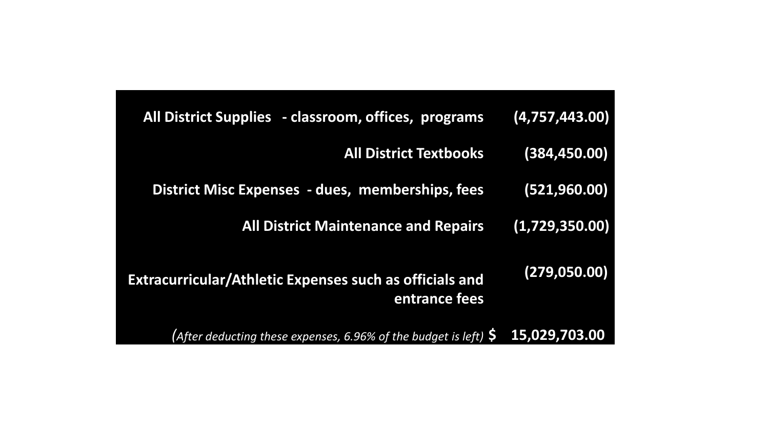| | |
|---|---|
| **All District Supplies - classroom, offices, programs** | **(4,757,443.00)** |
| **All District Textbooks** | **(384,450.00)** |
| **District Misc Expenses - dues, memberships, fees** | **(521,960.00)** |
| **All District Maintenance and Repairs** | **(1,729,350.00)** |
| **Extracurricular/Athletic Expenses such as officials and entrance fees** | **(279,050.00)** |
| *(After deducting these expenses, 6.96% of the budget is left)* **$** | **15,029,703.00** |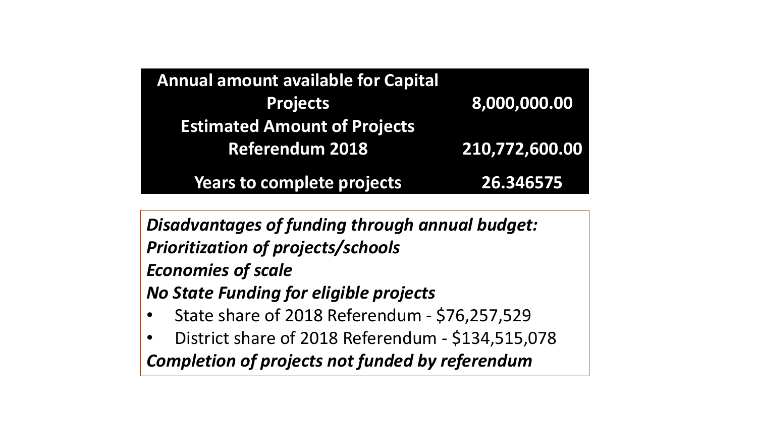| | |
|---|---|
| **Annual amount available for Capital Projects** | **8,000,000.00** |
| **Estimated Amount of Projects Referendum 2018** | **210,772,600.00** |
| **Years to complete projects** | **26.346575** |

***Disadvantages of funding through annual budget:***

***Prioritization of projects/schools***

***Economies of scale***

***No State Funding for eligible projects***

- State share of 2018 Referendum - $76,257,529
- District share of 2018 Referendum - $134,515,078

***Completion of projects not funded by referendum***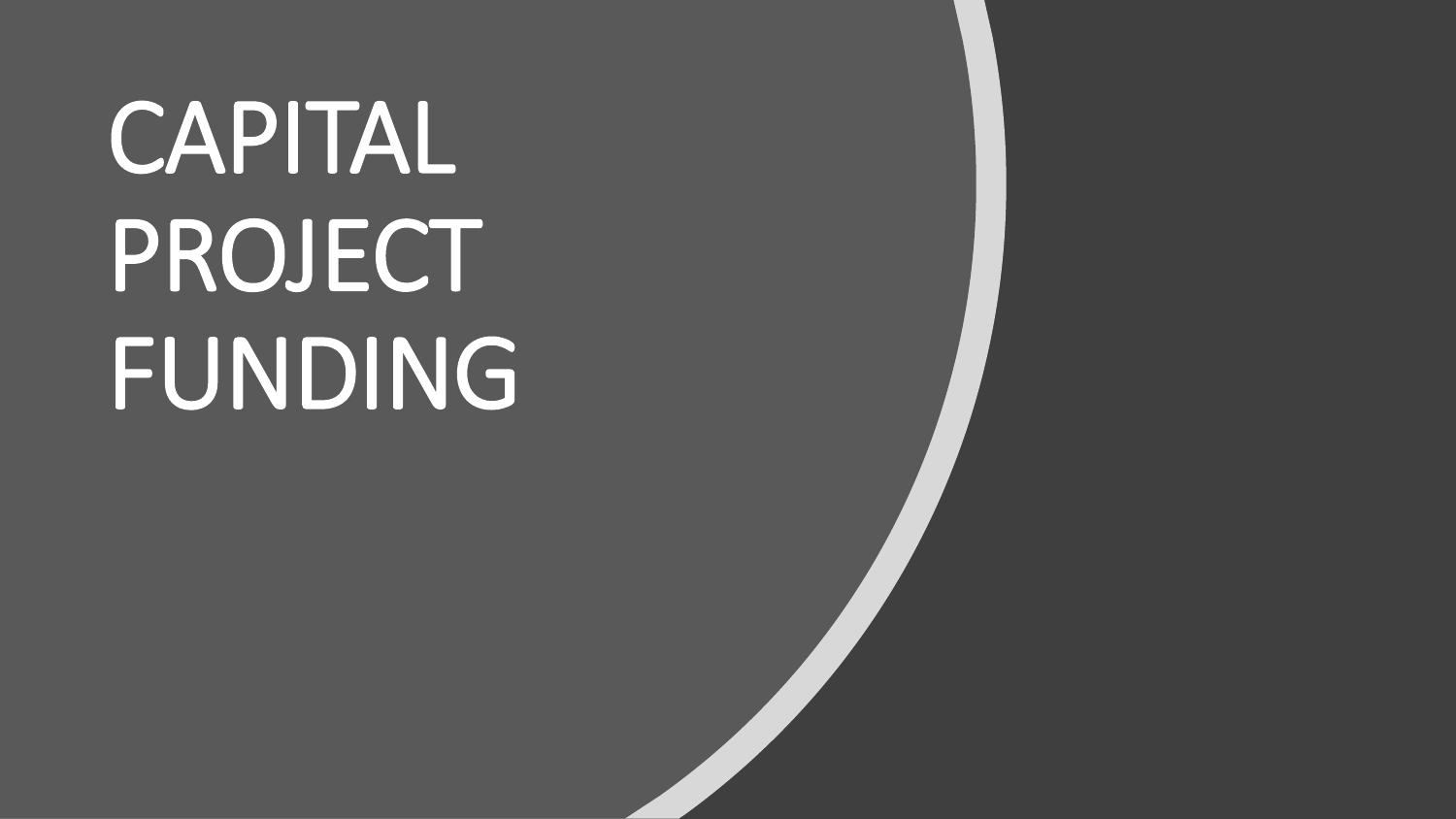# CAPITAL PROJECT FUNDING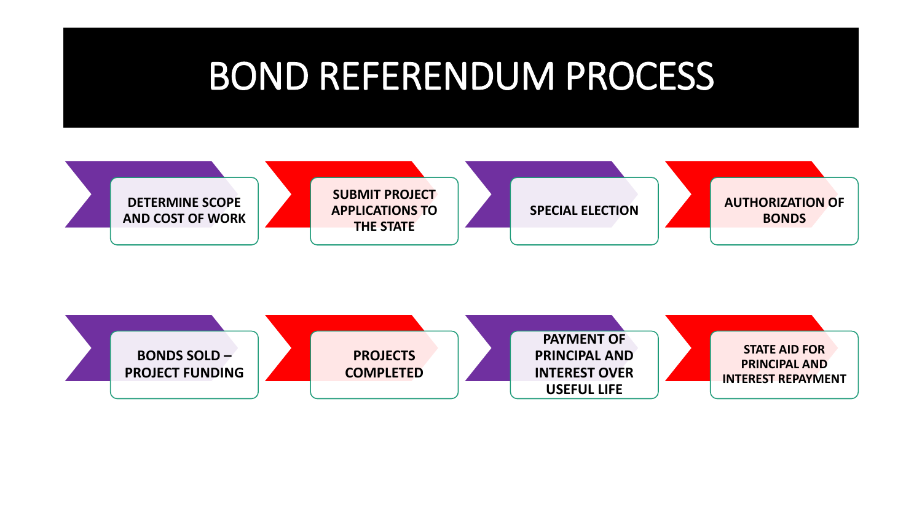# BOND REFERENDUM PROCESS

1. DETERMINE SCOPE AND COST OF WORK
2. SUBMIT PROJECT APPLICATIONS TO THE STATE
3. SPECIAL ELECTION
4. AUTHORIZATION OF BONDS
5. BONDS SOLD – PROJECT FUNDING
6. PROJECTS COMPLETED
7. PAYMENT OF PRINCIPAL AND INTEREST OVER USEFUL LIFE
8. STATE AID FOR PRINCIPAL AND INTEREST REPAYMENT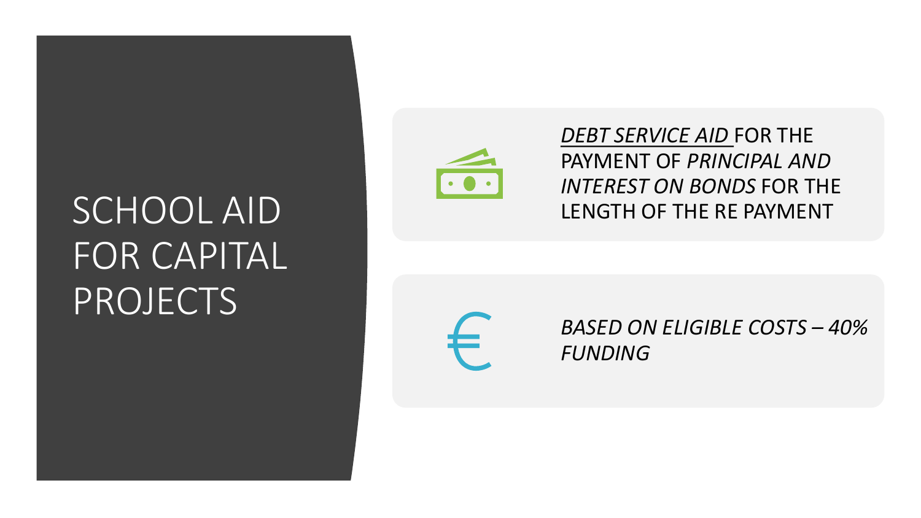# SCHOOL AID FOR CAPITAL PROJECTS

- *DEBT SERVICE AID* FOR THE PAYMENT OF *PRINCIPAL AND INTEREST ON BONDS* FOR THE LENGTH OF THE RE PAYMENT

- *BASED ON ELIGIBLE COSTS – 40% FUNDING*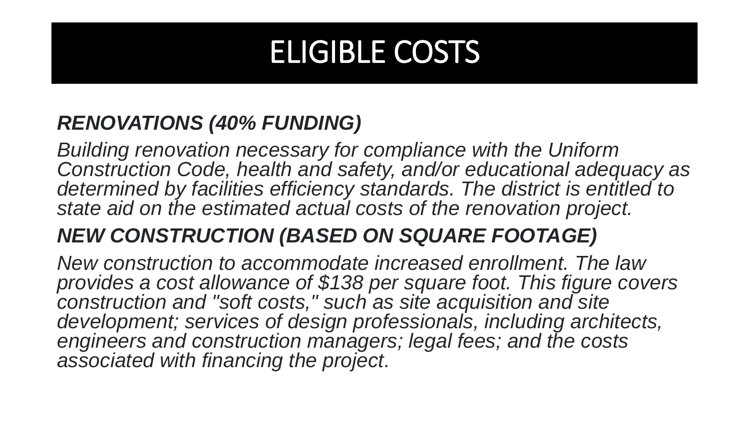# ELIGIBLE COSTS

***RENOVATIONS (40% FUNDING)***

*Building renovation necessary for compliance with the Uniform Construction Code, health and safety, and/or educational adequacy as determined by facilities efficiency standards. The district is entitled to state aid on the estimated actual costs of the renovation project.*

***NEW CONSTRUCTION (BASED ON SQUARE FOOTAGE)***

*New construction to accommodate increased enrollment. The law provides a cost allowance of $138 per square foot. This figure covers construction and "soft costs," such as site acquisition and site development; services of design professionals, including architects, engineers and construction managers; legal fees; and the costs associated with financing the project*.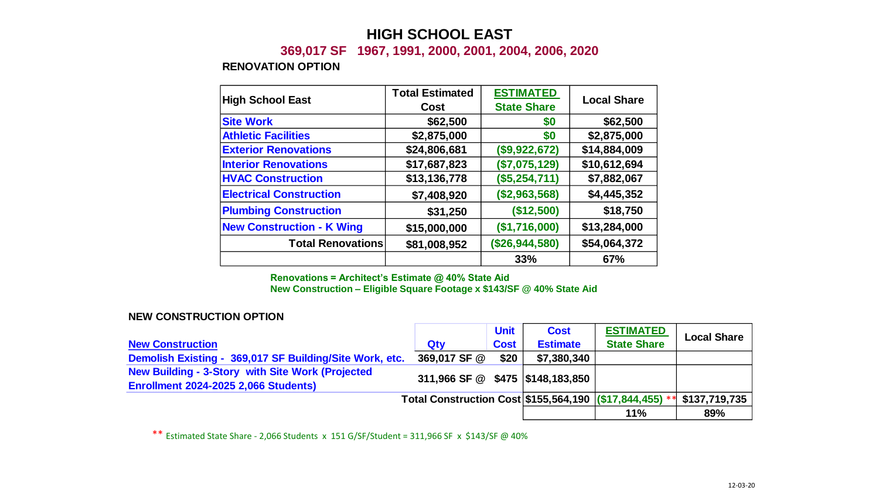# HIGH SCHOOL EAST

## 369,017 SF 1967, 1991, 2000, 2001, 2004, 2006, 2020

**RENOVATION OPTION**

| High School East | Total Estimated Cost | ESTIMATED State Share | Local Share |
|---|---|---|---|
| Site Work | $62,500 | $0 | $62,500 |
| Athletic Facilities | $2,875,000 | $0 | $2,875,000 |
| Exterior Renovations | $24,806,681 | ($9,922,672) | $14,884,009 |
| Interior Renovations | $17,687,823 | ($7,075,129) | $10,612,694 |
| HVAC Construction | $13,136,778 | ($5,254,711) | $7,882,067 |
| Electrical Construction | $7,408,920 | ($2,963,568) | $4,445,352 |
| Plumbing Construction | $31,250 | ($12,500) | $18,750 |
| New Construction - K Wing | $15,000,000 | ($1,716,000) | $13,284,000 |
| **Total Renovations** | $81,008,952 | ($26,944,580) | $54,064,372 |
| | | 33% | 67% |

**Renovations = Architect's Estimate @ 40% State Aid**
**New Construction – Eligible Square Footage x $143/SF @ 40% State Aid**

**NEW CONSTRUCTION OPTION**

| New Construction | Qty | Unit Cost | Cost Estimate | ESTIMATED State Share | Local Share |
|---|---|---|---|---|---|
| Demolish Existing - 369,017 SF Building/Site Work, etc. | 369,017 SF @ | $20 | $7,380,340 | | |
| New Building - 3-Story with Site Work (Projected Enrollment 2024-2025 2,066 Students) | 311,966 SF @ | $475 | $148,183,850 | | |
| | **Total Construction Cost** | | $155,564,190 | ($17,844,455) ** | $137,719,735 |
| | | | | 11% | 89% |

** Estimated State Share - 2,066 Students x 151 G/SF/Student = 311,966 SF x $143/SF @ 40%

12-03-20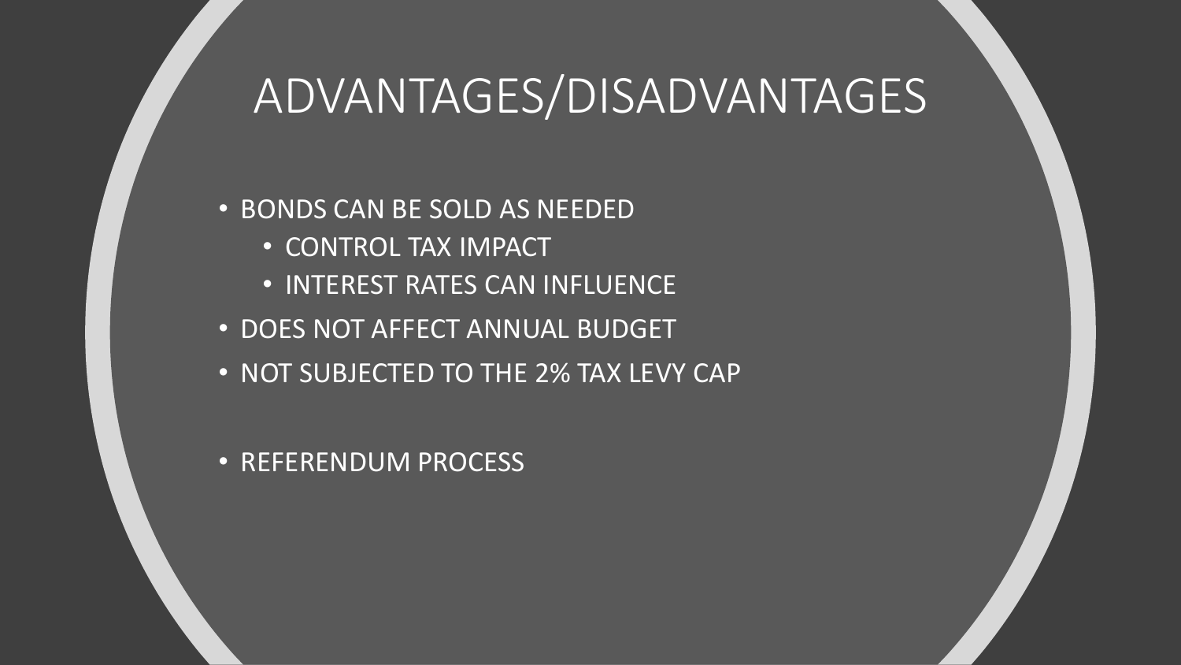# ADVANTAGES/DISADVANTAGES

- BONDS CAN BE SOLD AS NEEDED
  - CONTROL TAX IMPACT
  - INTEREST RATES CAN INFLUENCE
- DOES NOT AFFECT ANNUAL BUDGET
- NOT SUBJECTED TO THE 2% TAX LEVY CAP

- REFERENDUM PROCESS